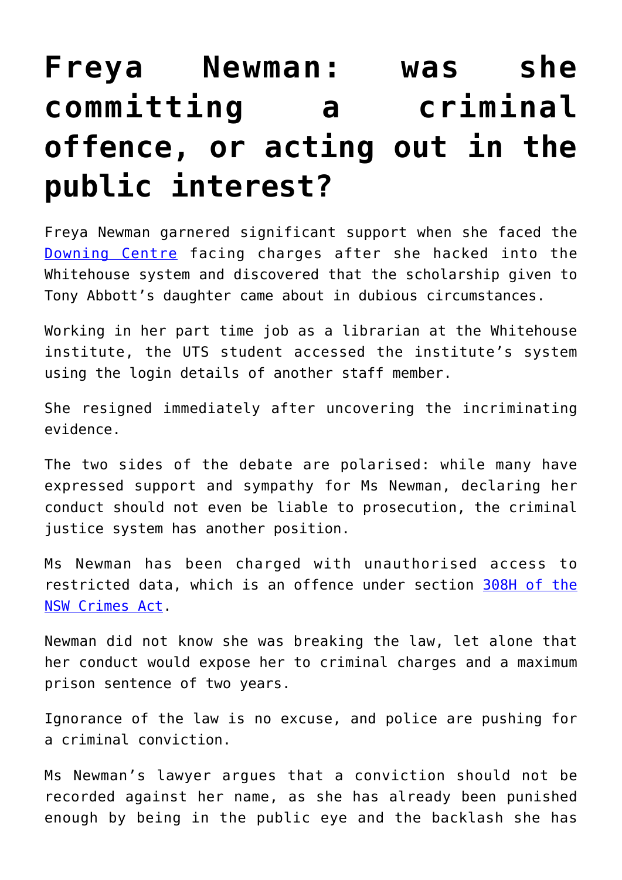# Freya Newman: was she committing a criminal offence, or acting out in the public interest?

Freya Newman garnered significant support when she faced the [Downing Centre](#) facing charges after she hacked into the Whitehouse system and discovered that the scholarship given to Tony Abbott's daughter came about in dubious circumstances.

Working in her part time job as a librarian at the Whitehouse institute, the UTS student accessed the institute's system using the login details of another staff member.

She resigned immediately after uncovering the incriminating evidence.

The two sides of the debate are polarised: while many have expressed support and sympathy for Ms Newman, declaring her conduct should not even be liable to prosecution, the criminal justice system has another position.

Ms Newman has been charged with unauthorised access to restricted data, which is an offence under section [308H of the NSW Crimes Act](#).

Newman did not know she was breaking the law, let alone that her conduct would expose her to criminal charges and a maximum prison sentence of two years.

Ignorance of the law is no excuse, and police are pushing for a criminal conviction.

Ms Newman's lawyer argues that a conviction should not be recorded against her name, as she has already been punished enough by being in the public eye and the backlash she has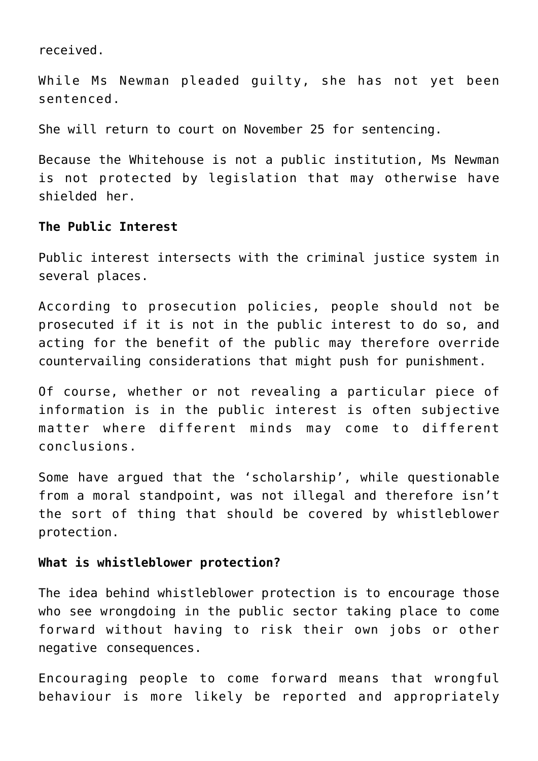received.

While Ms Newman pleaded guilty, she has not yet been sentenced.

She will return to court on November 25 for sentencing.

Because the Whitehouse is not a public institution, Ms Newman is not protected by legislation that may otherwise have shielded her.

**The Public Interest**

Public interest intersects with the criminal justice system in several places.

According to prosecution policies, people should not be prosecuted if it is not in the public interest to do so, and acting for the benefit of the public may therefore override countervailing considerations that might push for punishment.

Of course, whether or not revealing a particular piece of information is in the public interest is often subjective matter where different minds may come to different conclusions.

Some have argued that the 'scholarship', while questionable from a moral standpoint, was not illegal and therefore isn't the sort of thing that should be covered by whistleblower protection.

**What is whistleblower protection?**

The idea behind whistleblower protection is to encourage those who see wrongdoing in the public sector taking place to come forward without having to risk their own jobs or other negative consequences.

Encouraging people to come forward means that wrongful behaviour is more likely be reported and appropriately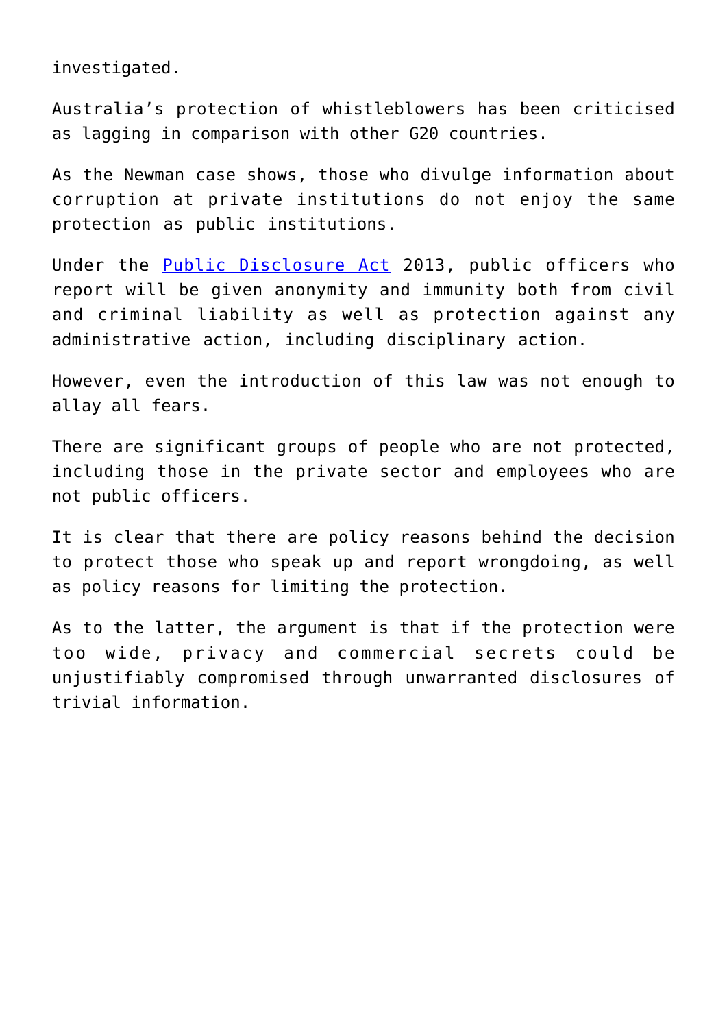investigated.

Australia’s protection of whistleblowers has been criticised as lagging in comparison with other G20 countries.

As the Newman case shows, those who divulge information about corruption at private institutions do not enjoy the same protection as public institutions.

Under the Public Disclosure Act 2013, public officers who report will be given anonymity and immunity both from civil and criminal liability as well as protection against any administrative action, including disciplinary action.

However, even the introduction of this law was not enough to allay all fears.

There are significant groups of people who are not protected, including those in the private sector and employees who are not public officers.

It is clear that there are policy reasons behind the decision to protect those who speak up and report wrongdoing, as well as policy reasons for limiting the protection.

As to the latter, the argument is that if the protection were too wide, privacy and commercial secrets could be unjustifiably compromised through unwarranted disclosures of trivial information.